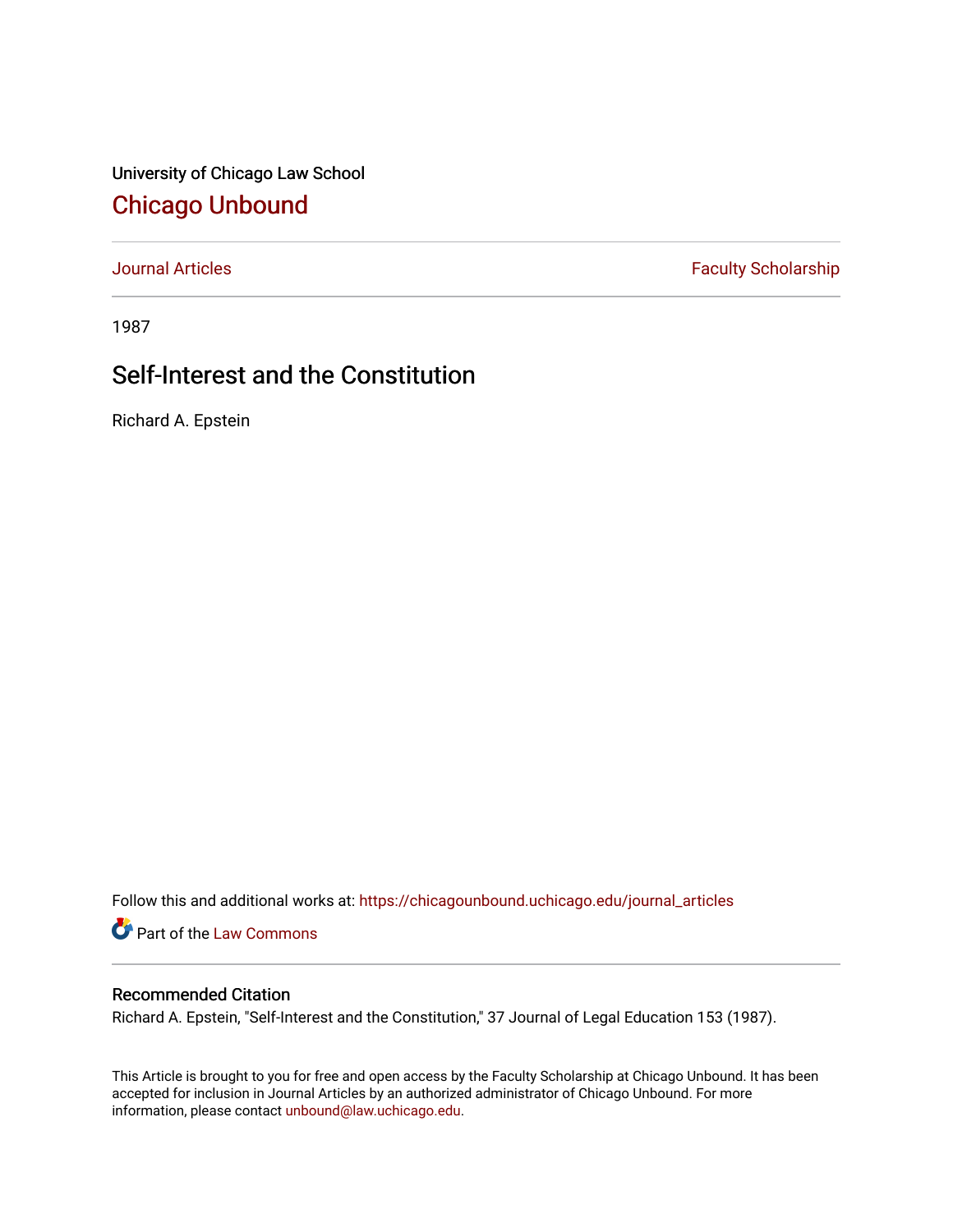University of Chicago Law School

# Chicago Unbound

Journal Articles | Faculty Scholarship

1987

## Self-Interest and the Constitution

Richard A. Epstein

Follow this and additional works at: https://chicagounbound.uchicago.edu/journal_articles

Part of the Law Commons

### Recommended Citation

Richard A. Epstein, "Self-Interest and the Constitution," 37 Journal of Legal Education 153 (1987).

This Article is brought to you for free and open access by the Faculty Scholarship at Chicago Unbound. It has been accepted for inclusion in Journal Articles by an authorized administrator of Chicago Unbound. For more information, please contact unbound@law.uchicago.edu.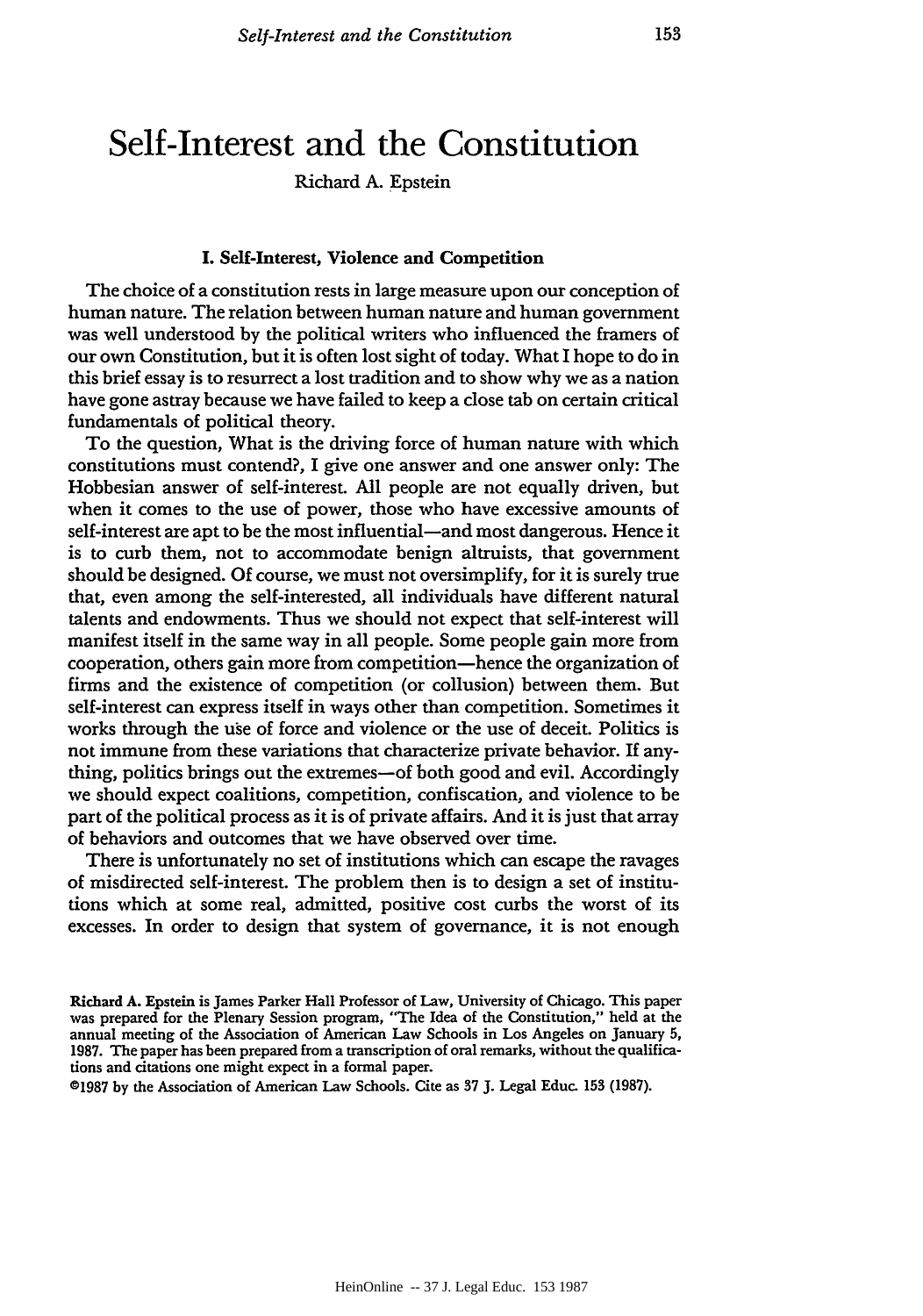# Self-Interest and the Constitution

Richard A. Epstein

## I. Self-Interest, Violence and Competition

The choice of a constitution rests in large measure upon our conception of human nature. The relation between human nature and human government was well understood by the political writers who influenced the framers of our own Constitution, but it is often lost sight of today. What I hope to do in this brief essay is to resurrect a lost tradition and to show why we as a nation have gone astray because we have failed to keep a close tab on certain critical fundamentals of political theory.

To the question, What is the driving force of human nature with which constitutions must contend?, I give one answer and one answer only: The Hobbesian answer of self-interest. All people are not equally driven, but when it comes to the use of power, those who have excessive amounts of self-interest are apt to be the most influential—and most dangerous. Hence it is to curb them, not to accommodate benign altruists, that government should be designed. Of course, we must not oversimplify, for it is surely true that, even among the self-interested, all individuals have different natural talents and endowments. Thus we should not expect that self-interest will manifest itself in the same way in all people. Some people gain more from cooperation, others gain more from competition—hence the organization of firms and the existence of competition (or collusion) between them. But self-interest can express itself in ways other than competition. Sometimes it works through the use of force and violence or the use of deceit. Politics is not immune from these variations that characterize private behavior. If anything, politics brings out the extremes—of both good and evil. Accordingly we should expect coalitions, competition, confiscation, and violence to be part of the political process as it is of private affairs. And it is just that array of behaviors and outcomes that we have observed over time.

There is unfortunately no set of institutions which can escape the ravages of misdirected self-interest. The problem then is to design a set of institutions which at some real, admitted, positive cost curbs the worst of its excesses. In order to design that system of governance, it is not enough

Richard A. Epstein is James Parker Hall Professor of Law, University of Chicago. This paper was prepared for the Plenary Session program, "The Idea of the Constitution," held at the annual meeting of the Association of American Law Schools in Los Angeles on January 5, 1987. The paper has been prepared from a transcription of oral remarks, without the qualifications and citations one might expect in a formal paper.

©1987 by the Association of American Law Schools. Cite as 37 J. Legal Educ. 153 (1987).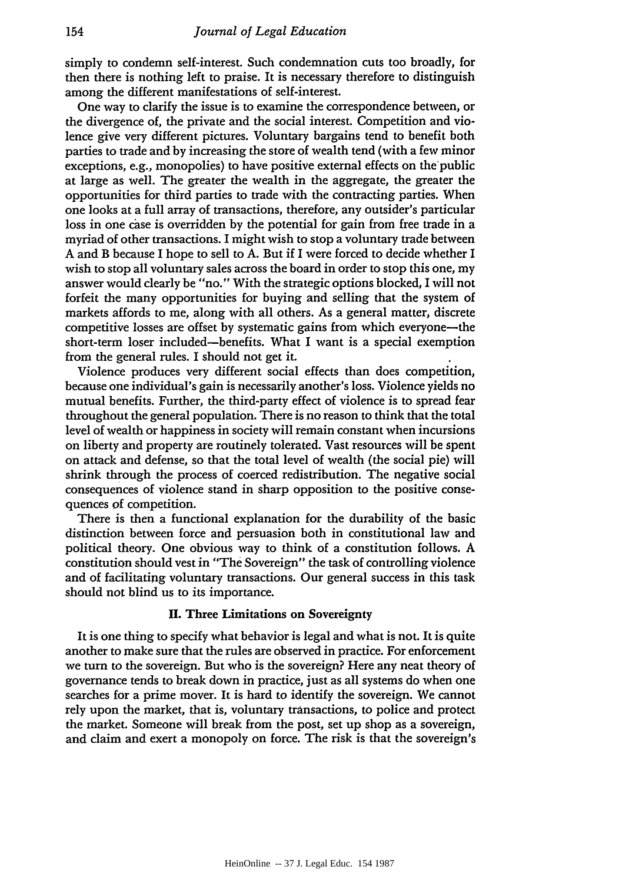simply to condemn self-interest. Such condemnation cuts too broadly, for then there is nothing left to praise. It is necessary therefore to distinguish among the different manifestations of self-interest.

One way to clarify the issue is to examine the correspondence between, or the divergence of, the private and the social interest. Competition and violence give very different pictures. Voluntary bargains tend to benefit both parties to trade and by increasing the store of wealth tend (with a few minor exceptions, e.g., monopolies) to have positive external effects on the public at large as well. The greater the wealth in the aggregate, the greater the opportunities for third parties to trade with the contracting parties. When one looks at a full array of transactions, therefore, any outsider's particular loss in one case is overridden by the potential for gain from free trade in a myriad of other transactions. I might wish to stop a voluntary trade between A and B because I hope to sell to A. But if I were forced to decide whether I wish to stop all voluntary sales across the board in order to stop this one, my answer would clearly be "no." With the strategic options blocked, I will not forfeit the many opportunities for buying and selling that the system of markets affords to me, along with all others. As a general matter, discrete competitive losses are offset by systematic gains from which everyone—the short-term loser included—benefits. What I want is a special exemption from the general rules. I should not get it.

Violence produces very different social effects than does competition, because one individual's gain is necessarily another's loss. Violence yields no mutual benefits. Further, the third-party effect of violence is to spread fear throughout the general population. There is no reason to think that the total level of wealth or happiness in society will remain constant when incursions on liberty and property are routinely tolerated. Vast resources will be spent on attack and defense, so that the total level of wealth (the social pie) will shrink through the process of coerced redistribution. The negative social consequences of violence stand in sharp opposition to the positive consequences of competition.

There is then a functional explanation for the durability of the basic distinction between force and persuasion both in constitutional law and political theory. One obvious way to think of a constitution follows. A constitution should vest in "The Sovereign" the task of controlling violence and of facilitating voluntary transactions. Our general success in this task should not blind us to its importance.

## II. Three Limitations on Sovereignty

It is one thing to specify what behavior is legal and what is not. It is quite another to make sure that the rules are observed in practice. For enforcement we turn to the sovereign. But who is the sovereign? Here any neat theory of governance tends to break down in practice, just as all systems do when one searches for a prime mover. It is hard to identify the sovereign. We cannot rely upon the market, that is, voluntary transactions, to police and protect the market. Someone will break from the post, set up shop as a sovereign, and claim and exert a monopoly on force. The risk is that the sovereign's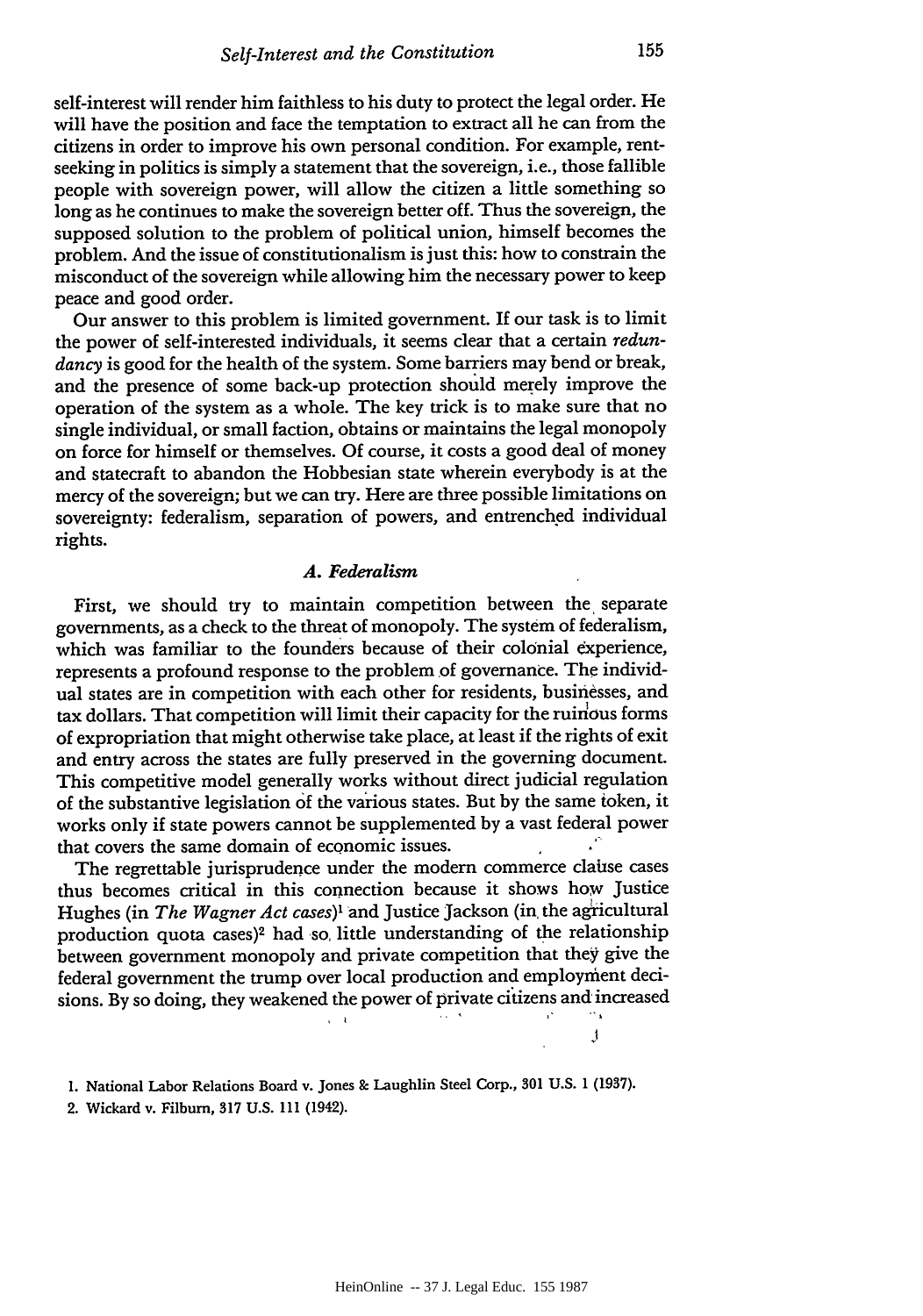self-interest will render him faithless to his duty to protect the legal order. He will have the position and face the temptation to extract all he can from the citizens in order to improve his own personal condition. For example, rent-seeking in politics is simply a statement that the sovereign, i.e., those fallible people with sovereign power, will allow the citizen a little something so long as he continues to make the sovereign better off. Thus the sovereign, the supposed solution to the problem of political union, himself becomes the problem. And the issue of constitutionalism is just this: how to constrain the misconduct of the sovereign while allowing him the necessary power to keep peace and good order.

Our answer to this problem is limited government. If our task is to limit the power of self-interested individuals, it seems clear that a certain *redundancy* is good for the health of the system. Some barriers may bend or break, and the presence of some back-up protection should merely improve the operation of the system as a whole. The key trick is to make sure that no single individual, or small faction, obtains or maintains the legal monopoly on force for himself or themselves. Of course, it costs a good deal of money and statecraft to abandon the Hobbesian state wherein everybody is at the mercy of the sovereign; but we can try. Here are three possible limitations on sovereignty: federalism, separation of powers, and entrenched individual rights.

### *A. Federalism*

First, we should try to maintain competition between the separate governments, as a check to the threat of monopoly. The system of federalism, which was familiar to the founders because of their colonial experience, represents a profound response to the problem of governance. The individual states are in competition with each other for residents, businesses, and tax dollars. That competition will limit their capacity for the ruinous forms of expropriation that might otherwise take place, at least if the rights of exit and entry across the states are fully preserved in the governing document. This competitive model generally works without direct judicial regulation of the substantive legislation of the various states. But by the same token, it works only if state powers cannot be supplemented by a vast federal power that covers the same domain of economic issues.

The regrettable jurisprudence under the modern commerce clause cases thus becomes critical in this connection because it shows how Justice Hughes (in *The Wagner Act cases*)[1] and Justice Jackson (in the agricultural production quota cases)[2] had so little understanding of the relationship between government monopoly and private competition that they give the federal government the trump over local production and employment decisions. By so doing, they weakened the power of private citizens and increased

1. National Labor Relations Board v. Jones & Laughlin Steel Corp., 301 U.S. 1 (1937).

2. Wickard v. Filburn, 317 U.S. 111 (1942).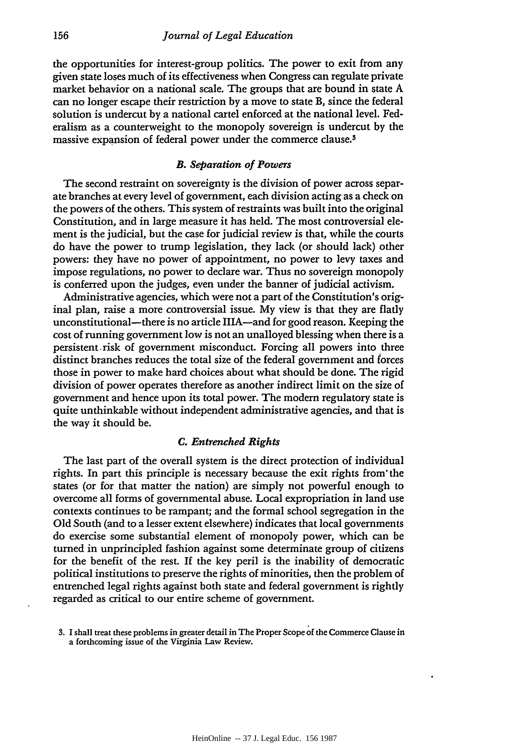the opportunities for interest-group politics. The power to exit from any given state loses much of its effectiveness when Congress can regulate private market behavior on a national scale. The groups that are bound in state A can no longer escape their restriction by a move to state B, since the federal solution is undercut by a national cartel enforced at the national level. Federalism as a counterweight to the monopoly sovereign is undercut by the massive expansion of federal power under the commerce clause.[3]

### *B. Separation of Powers*

The second restraint on sovereignty is the division of power across separate branches at every level of government, each division acting as a check on the powers of the others. This system of restraints was built into the original Constitution, and in large measure it has held. The most controversial element is the judicial, but the case for judicial review is that, while the courts do have the power to trump legislation, they lack (or should lack) other powers: they have no power of appointment, no power to levy taxes and impose regulations, no power to declare war. Thus no sovereign monopoly is conferred upon the judges, even under the banner of judicial activism.

Administrative agencies, which were not a part of the Constitution's original plan, raise a more controversial issue. My view is that they are flatly unconstitutional—there is no article IIIA—and for good reason. Keeping the cost of running government low is not an unalloyed blessing when there is a persistent risk of government misconduct. Forcing all powers into three distinct branches reduces the total size of the federal government and forces those in power to make hard choices about what should be done. The rigid division of power operates therefore as another indirect limit on the size of government and hence upon its total power. The modern regulatory state is quite unthinkable without independent administrative agencies, and that is the way it should be.

### *C. Entrenched Rights*

The last part of the overall system is the direct protection of individual rights. In part this principle is necessary because the exit rights from the states (or for that matter the nation) are simply not powerful enough to overcome all forms of governmental abuse. Local expropriation in land use contexts continues to be rampant; and the formal school segregation in the Old South (and to a lesser extent elsewhere) indicates that local governments do exercise some substantial element of monopoly power, which can be turned in unprincipled fashion against some determinate group of citizens for the benefit of the rest. If the key peril is the inability of democratic political institutions to preserve the rights of minorities, then the problem of entrenched legal rights against both state and federal government is rightly regarded as critical to our entire scheme of government.

3. I shall treat these problems in greater detail in The Proper Scope of the Commerce Clause in a forthcoming issue of the Virginia Law Review.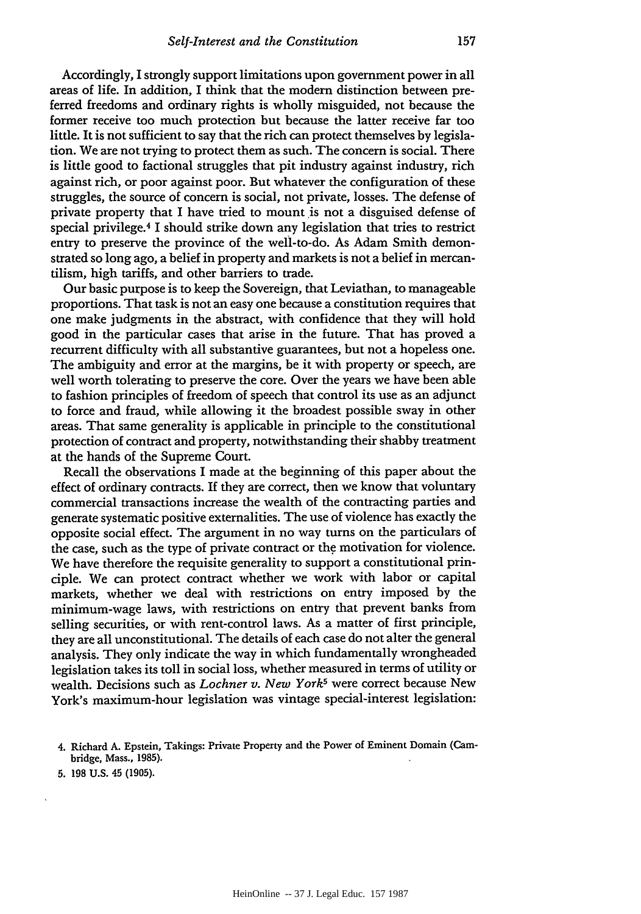Accordingly, I strongly support limitations upon government power in all areas of life. In addition, I think that the modern distinction between preferred freedoms and ordinary rights is wholly misguided, not because the former receive too much protection but because the latter receive far too little. It is not sufficient to say that the rich can protect themselves by legislation. We are not trying to protect them as such. The concern is social. There is little good to factional struggles that pit industry against industry, rich against rich, or poor against poor. But whatever the configuration of these struggles, the source of concern is social, not private, losses. The defense of private property that I have tried to mount is not a disguised defense of special privilege.[4] I should strike down any legislation that tries to restrict entry to preserve the province of the well-to-do. As Adam Smith demonstrated so long ago, a belief in property and markets is not a belief in mercantilism, high tariffs, and other barriers to trade.

Our basic purpose is to keep the Sovereign, that Leviathan, to manageable proportions. That task is not an easy one because a constitution requires that one make judgments in the abstract, with confidence that they will hold good in the particular cases that arise in the future. That has proved a recurrent difficulty with all substantive guarantees, but not a hopeless one. The ambiguity and error at the margins, be it with property or speech, are well worth tolerating to preserve the core. Over the years we have been able to fashion principles of freedom of speech that control its use as an adjunct to force and fraud, while allowing it the broadest possible sway in other areas. That same generality is applicable in principle to the constitutional protection of contract and property, notwithstanding their shabby treatment at the hands of the Supreme Court.

Recall the observations I made at the beginning of this paper about the effect of ordinary contracts. If they are correct, then we know that voluntary commercial transactions increase the wealth of the contracting parties and generate systematic positive externalities. The use of violence has exactly the opposite social effect. The argument in no way turns on the particulars of the case, such as the type of private contract or the motivation for violence. We have therefore the requisite generality to support a constitutional principle. We can protect contract whether we work with labor or capital markets, whether we deal with restrictions on entry imposed by the minimum-wage laws, with restrictions on entry that prevent banks from selling securities, or with rent-control laws. As a matter of first principle, they are all unconstitutional. The details of each case do not alter the general analysis. They only indicate the way in which fundamentally wrongheaded legislation takes its toll in social loss, whether measured in terms of utility or wealth. Decisions such as *Lochner v. New York*[5] were correct because New York's maximum-hour legislation was vintage special-interest legislation:

4. Richard A. Epstein, Takings: Private Property and the Power of Eminent Domain (Cambridge, Mass., 1985).

5. 198 U.S. 45 (1905).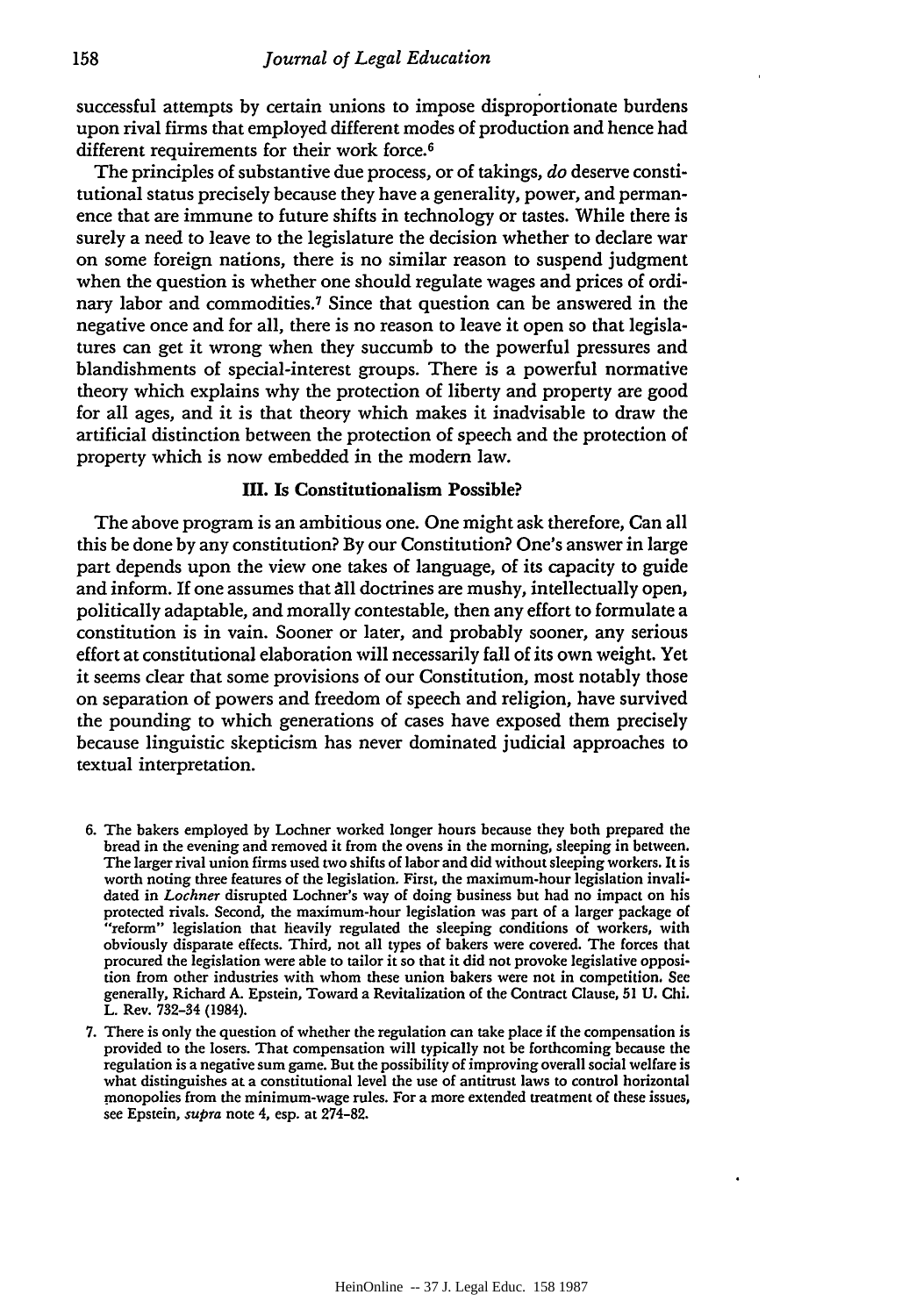successful attempts by certain unions to impose disproportionate burdens upon rival firms that employed different modes of production and hence had different requirements for their work force.[6]

The principles of substantive due process, or of takings, *do* deserve constitutional status precisely because they have a generality, power, and permanence that are immune to future shifts in technology or tastes. While there is surely a need to leave to the legislature the decision whether to declare war on some foreign nations, there is no similar reason to suspend judgment when the question is whether one should regulate wages and prices of ordinary labor and commodities.[7] Since that question can be answered in the negative once and for all, there is no reason to leave it open so that legislatures can get it wrong when they succumb to the powerful pressures and blandishments of special-interest groups. There is a powerful normative theory which explains why the protection of liberty and property are good for all ages, and it is that theory which makes it inadvisable to draw the artificial distinction between the protection of speech and the protection of property which is now embedded in the modern law.

## III. Is Constitutionalism Possible?

The above program is an ambitious one. One might ask therefore, Can all this be done by any constitution? By our Constitution? One's answer in large part depends upon the view one takes of language, of its capacity to guide and inform. If one assumes that all doctrines are mushy, intellectually open, politically adaptable, and morally contestable, then any effort to formulate a constitution is in vain. Sooner or later, and probably sooner, any serious effort at constitutional elaboration will necessarily fall of its own weight. Yet it seems clear that some provisions of our Constitution, most notably those on separation of powers and freedom of speech and religion, have survived the pounding to which generations of cases have exposed them precisely because linguistic skepticism has never dominated judicial approaches to textual interpretation.

6. The bakers employed by Lochner worked longer hours because they both prepared the bread in the evening and removed it from the ovens in the morning, sleeping in between. The larger rival union firms used two shifts of labor and did without sleeping workers. It is worth noting three features of the legislation. First, the maximum-hour legislation invalidated in *Lochner* disrupted Lochner's way of doing business but had no impact on his protected rivals. Second, the maximum-hour legislation was part of a larger package of "reform" legislation that heavily regulated the sleeping conditions of workers, with obviously disparate effects. Third, not all types of bakers were covered. The forces that procured the legislation were able to tailor it so that it did not provoke legislative opposition from other industries with whom these union bakers were not in competition. See generally, Richard A. Epstein, Toward a Revitalization of the Contract Clause, 51 U. Chi. L. Rev. 732-34 (1984).

7. There is only the question of whether the regulation can take place if the compensation is provided to the losers. That compensation will typically not be forthcoming because the regulation is a negative sum game. But the possibility of improving overall social welfare is what distinguishes at a constitutional level the use of antitrust laws to control horizontal monopolies from the minimum-wage rules. For a more extended treatment of these issues, see Epstein, *supra* note 4, esp. at 274-82.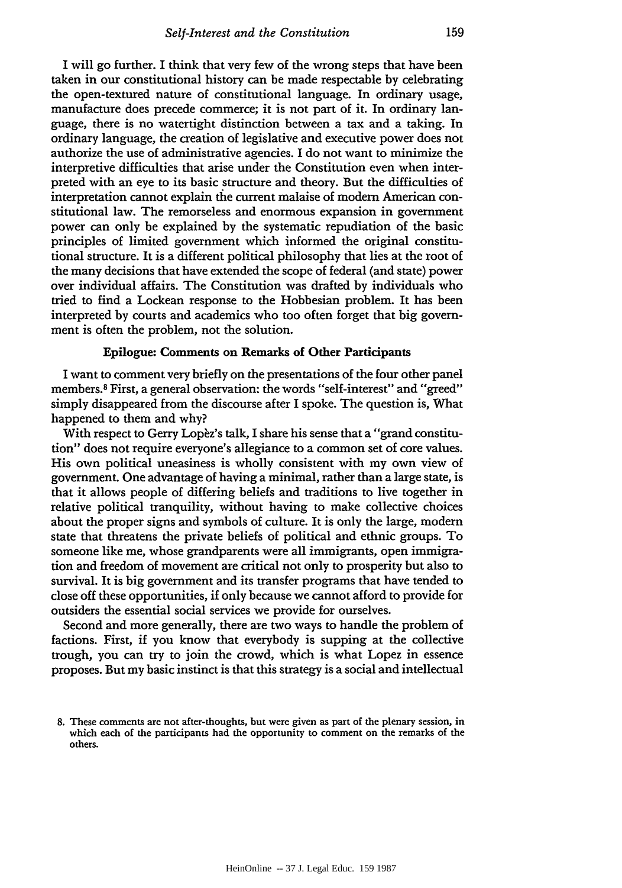I will go further. I think that very few of the wrong steps that have been taken in our constitutional history can be made respectable by celebrating the open-textured nature of constitutional language. In ordinary usage, manufacture does precede commerce; it is not part of it. In ordinary language, there is no watertight distinction between a tax and a taking. In ordinary language, the creation of legislative and executive power does not authorize the use of administrative agencies. I do not want to minimize the interpretive difficulties that arise under the Constitution even when interpreted with an eye to its basic structure and theory. But the difficulties of interpretation cannot explain the current malaise of modern American constitutional law. The remorseless and enormous expansion in government power can only be explained by the systematic repudiation of the basic principles of limited government which informed the original constitutional structure. It is a different political philosophy that lies at the root of the many decisions that have extended the scope of federal (and state) power over individual affairs. The Constitution was drafted by individuals who tried to find a Lockean response to the Hobbesian problem. It has been interpreted by courts and academics who too often forget that big government is often the problem, not the solution.

### Epilogue: Comments on Remarks of Other Participants

I want to comment very briefly on the presentations of the four other panel members.[8] First, a general observation: the words "self-interest" and "greed" simply disappeared from the discourse after I spoke. The question is, What happened to them and why?

With respect to Gerry Lopèz's talk, I share his sense that a "grand constitution" does not require everyone's allegiance to a common set of core values. His own political uneasiness is wholly consistent with my own view of government. One advantage of having a minimal, rather than a large state, is that it allows people of differing beliefs and traditions to live together in relative political tranquility, without having to make collective choices about the proper signs and symbols of culture. It is only the large, modern state that threatens the private beliefs of political and ethnic groups. To someone like me, whose grandparents were all immigrants, open immigration and freedom of movement are critical not only to prosperity but also to survival. It is big government and its transfer programs that have tended to close off these opportunities, if only because we cannot afford to provide for outsiders the essential social services we provide for ourselves.

Second and more generally, there are two ways to handle the problem of factions. First, if you know that everybody is supping at the collective trough, you can try to join the crowd, which is what Lopez in essence proposes. But my basic instinct is that this strategy is a social and intellectual

8. These comments are not after-thoughts, but were given as part of the plenary session, in which each of the participants had the opportunity to comment on the remarks of the others.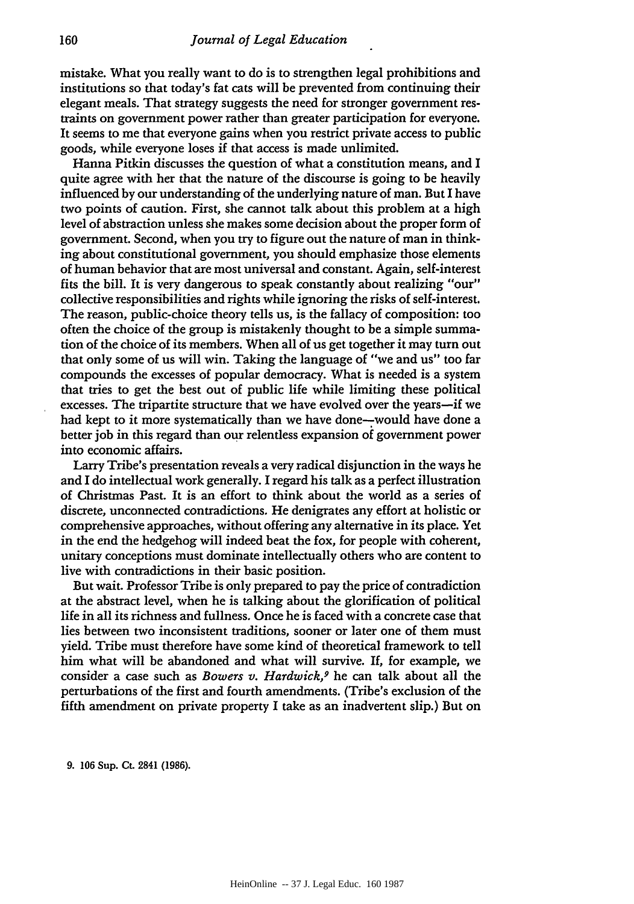mistake. What you really want to do is to strengthen legal prohibitions and institutions so that today's fat cats will be prevented from continuing their elegant meals. That strategy suggests the need for stronger government restraints on government power rather than greater participation for everyone. It seems to me that everyone gains when you restrict private access to public goods, while everyone loses if that access is made unlimited.

Hanna Pitkin discusses the question of what a constitution means, and I quite agree with her that the nature of the discourse is going to be heavily influenced by our understanding of the underlying nature of man. But I have two points of caution. First, she cannot talk about this problem at a high level of abstraction unless she makes some decision about the proper form of government. Second, when you try to figure out the nature of man in thinking about constitutional government, you should emphasize those elements of human behavior that are most universal and constant. Again, self-interest fits the bill. It is very dangerous to speak constantly about realizing "our" collective responsibilities and rights while ignoring the risks of self-interest. The reason, public-choice theory tells us, is the fallacy of composition: too often the choice of the group is mistakenly thought to be a simple summation of the choice of its members. When all of us get together it may turn out that only some of us will win. Taking the language of "we and us" too far compounds the excesses of popular democracy. What is needed is a system that tries to get the best out of public life while limiting these political excesses. The tripartite structure that we have evolved over the years—if we had kept to it more systematically than we have done—would have done a better job in this regard than our relentless expansion of government power into economic affairs.

Larry Tribe's presentation reveals a very radical disjunction in the ways he and I do intellectual work generally. I regard his talk as a perfect illustration of Christmas Past. It is an effort to think about the world as a series of discrete, unconnected contradictions. He denigrates any effort at holistic or comprehensive approaches, without offering any alternative in its place. Yet in the end the hedgehog will indeed beat the fox, for people with coherent, unitary conceptions must dominate intellectually others who are content to live with contradictions in their basic position.

But wait. Professor Tribe is only prepared to pay the price of contradiction at the abstract level, when he is talking about the glorification of political life in all its richness and fullness. Once he is faced with a concrete case that lies between two inconsistent traditions, sooner or later one of them must yield. Tribe must therefore have some kind of theoretical framework to tell him what will be abandoned and what will survive. If, for example, we consider a case such as *Bowers v. Hardwick*,[9] he can talk about all the perturbations of the first and fourth amendments. (Tribe's exclusion of the fifth amendment on private property I take as an inadvertent slip.) But on

9. 106 Sup. Ct. 2841 (1986).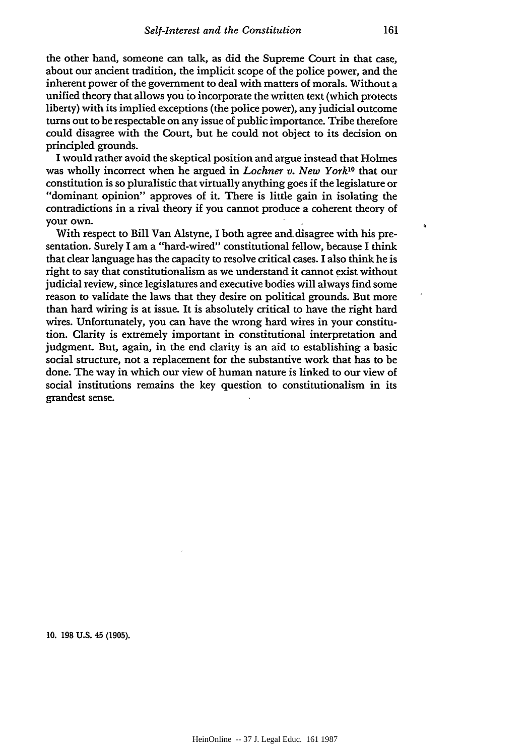the other hand, someone can talk, as did the Supreme Court in that case, about our ancient tradition, the implicit scope of the police power, and the inherent power of the government to deal with matters of morals. Without a unified theory that allows you to incorporate the written text (which protects liberty) with its implied exceptions (the police power), any judicial outcome turns out to be respectable on any issue of public importance. Tribe therefore could disagree with the Court, but he could not object to its decision on principled grounds.

I would rather avoid the skeptical position and argue instead that Holmes was wholly incorrect when he argued in *Lochner v. New York*[10] that our constitution is so pluralistic that virtually anything goes if the legislature or "dominant opinion" approves of it. There is little gain in isolating the contradictions in a rival theory if you cannot produce a coherent theory of your own.

With respect to Bill Van Alstyne, I both agree and disagree with his presentation. Surely I am a "hard-wired" constitutional fellow, because I think that clear language has the capacity to resolve critical cases. I also think he is right to say that constitutionalism as we understand it cannot exist without judicial review, since legislatures and executive bodies will always find some reason to validate the laws that they desire on political grounds. But more than hard wiring is at issue. It is absolutely critical to have the right hard wires. Unfortunately, you can have the wrong hard wires in your constitution. Clarity is extremely important in constitutional interpretation and judgment. But, again, in the end clarity is an aid to establishing a basic social structure, not a replacement for the substantive work that has to be done. The way in which our view of human nature is linked to our view of social institutions remains the key question to constitutionalism in its grandest sense.

10. 198 U.S. 45 (1905).